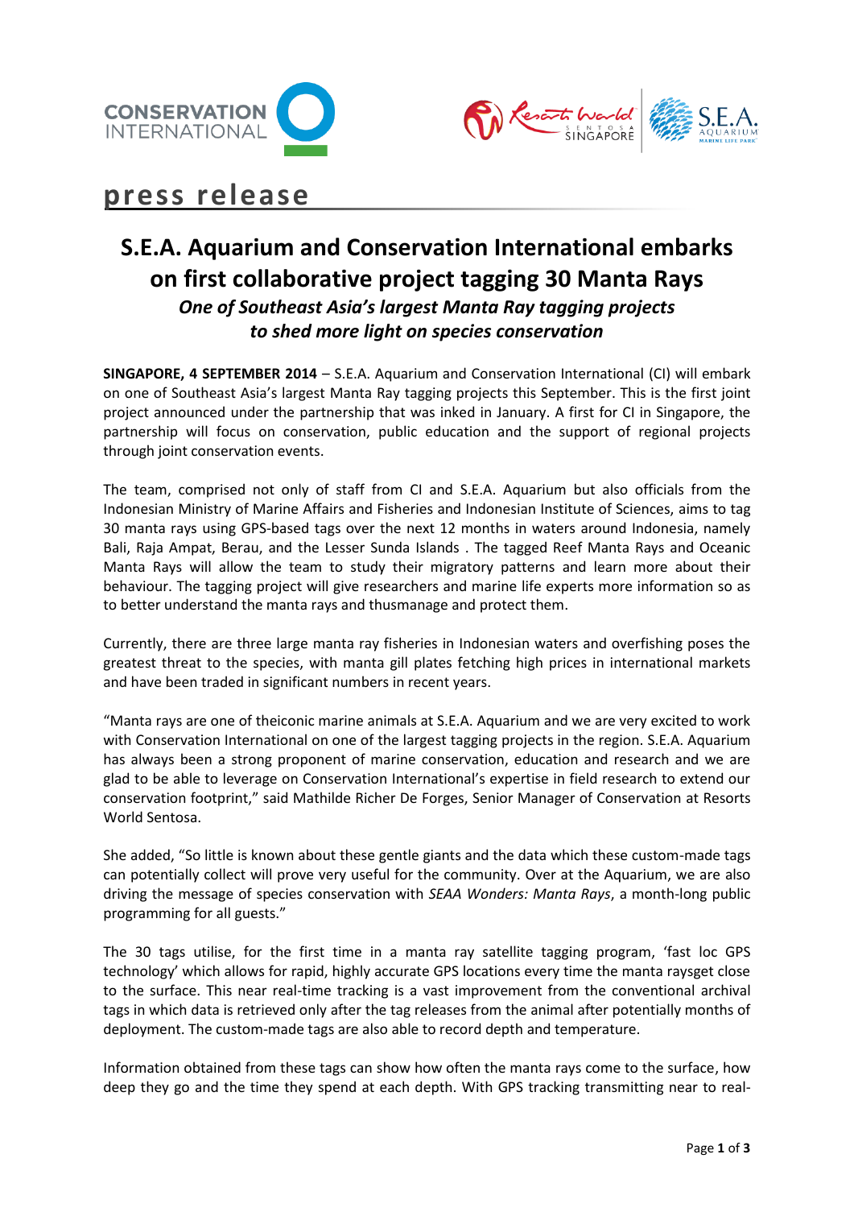press release

# S.E.A. Aquarium and Conservation International embarks on first collaborative project tagging 30 Manta Rays

### *One of Southeast Asia's largest Manta Ray tagging projects to shed more light on species conservation*

**SINGAPORE, 4 SEPTEMBER 2014** – S.E.A. Aquarium and Conservation International (CI) will embark on one of Southeast Asia's largest Manta Ray tagging projects this September. This is the first joint project announced under the partnership that was inked in January. A first for CI in Singapore, the partnership will focus on conservation, public education and the support of regional projects through joint conservation events.

The team, comprised not only of staff from CI and S.E.A. Aquarium but also officials from the Indonesian Ministry of Marine Affairs and Fisheries and Indonesian Institute of Sciences, aims to tag 30 manta rays using GPS-based tags over the next 12 months in waters around Indonesia, namely Bali, Raja Ampat, Berau, and the Lesser Sunda Islands . The tagged Reef Manta Rays and Oceanic Manta Rays will allow the team to study their migratory patterns and learn more about their behaviour. The tagging project will give researchers and marine life experts more information so as to better understand the manta rays and thusmanage and protect them.

Currently, there are three large manta ray fisheries in Indonesian waters and overfishing poses the greatest threat to the species, with manta gill plates fetching high prices in international markets and have been traded in significant numbers in recent years.

"Manta rays are one of theiconic marine animals at S.E.A. Aquarium and we are very excited to work with Conservation International on one of the largest tagging projects in the region. S.E.A. Aquarium has always been a strong proponent of marine conservation, education and research and we are glad to be able to leverage on Conservation International's expertise in field research to extend our conservation footprint," said Mathilde Richer De Forges, Senior Manager of Conservation at Resorts World Sentosa.

She added, "So little is known about these gentle giants and the data which these custom-made tags can potentially collect will prove very useful for the community. Over at the Aquarium, we are also driving the message of species conservation with *SEAA Wonders: Manta Rays*, a month-long public programming for all guests."

The 30 tags utilise, for the first time in a manta ray satellite tagging program, 'fast loc GPS technology' which allows for rapid, highly accurate GPS locations every time the manta raysget close to the surface. This near real-time tracking is a vast improvement from the conventional archival tags in which data is retrieved only after the tag releases from the animal after potentially months of deployment. The custom-made tags are also able to record depth and temperature.

Information obtained from these tags can show how often the manta rays come to the surface, how deep they go and the time they spend at each depth. With GPS tracking transmitting near to real-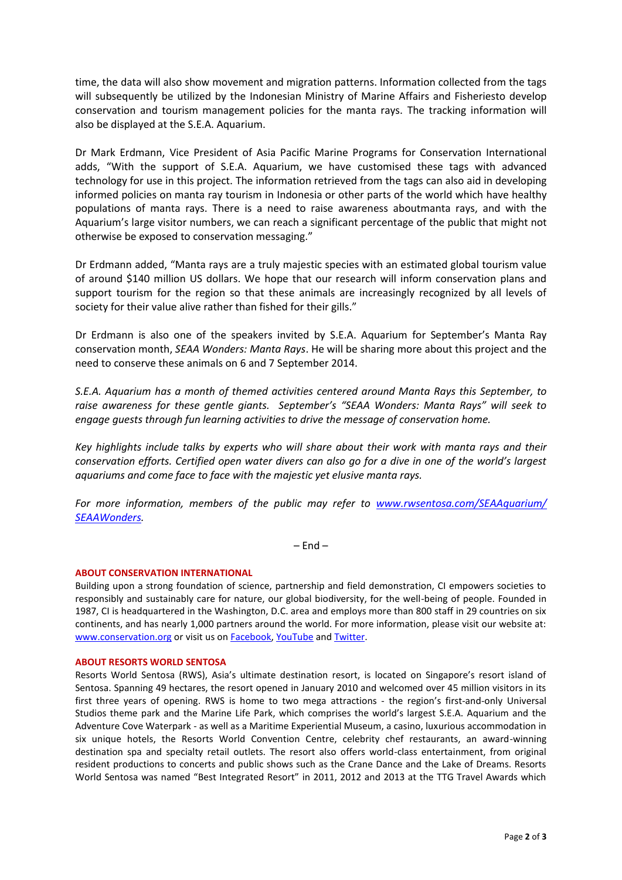time, the data will also show movement and migration patterns. Information collected from the tags will subsequently be utilized by the Indonesian Ministry of Marine Affairs and Fisheriesto develop conservation and tourism management policies for the manta rays. The tracking information will also be displayed at the S.E.A. Aquarium.

Dr Mark Erdmann, Vice President of Asia Pacific Marine Programs for Conservation International adds, "With the support of S.E.A. Aquarium, we have customised these tags with advanced technology for use in this project. The information retrieved from the tags can also aid in developing informed policies on manta ray tourism in Indonesia or other parts of the world which have healthy populations of manta rays. There is a need to raise awareness aboutmanta rays, and with the Aquarium's large visitor numbers, we can reach a significant percentage of the public that might not otherwise be exposed to conservation messaging."

Dr Erdmann added, "Manta rays are a truly majestic species with an estimated global tourism value of around $140 million US dollars. We hope that our research will inform conservation plans and support tourism for the region so that these animals are increasingly recognized by all levels of society for their value alive rather than fished for their gills."

Dr Erdmann is also one of the speakers invited by S.E.A. Aquarium for September's Manta Ray conservation month, *SEAA Wonders: Manta Rays*. He will be sharing more about this project and the need to conserve these animals on 6 and 7 September 2014.

*S.E.A. Aquarium has a month of themed activities centered around Manta Rays this September, to raise awareness for these gentle giants. September's "SEAA Wonders: Manta Rays" will seek to engage guests through fun learning activities to drive the message of conservation home.*

*Key highlights include talks by experts who will share about their work with manta rays and their conservation efforts. Certified open water divers can also go for a dive in one of the world's largest aquariums and come face to face with the majestic yet elusive manta rays.*

*For more information, members of the public may refer to [www.rwsentosa.com/SEAAquarium/SEAAWonders](www.rwsentosa.com/SEAAquarium/SEAAWonders).*

– End –

**ABOUT CONSERVATION INTERNATIONAL**

Building upon a strong foundation of science, partnership and field demonstration, CI empowers societies to responsibly and sustainably care for nature, our global biodiversity, for the well-being of people. Founded in 1987, CI is headquartered in the Washington, D.C. area and employs more than 800 staff in 29 countries on six continents, and has nearly 1,000 partners around the world. For more information, please visit our website at: www.conservation.org or visit us on Facebook, YouTube and Twitter.

**ABOUT RESORTS WORLD SENTOSA**

Resorts World Sentosa (RWS), Asia's ultimate destination resort, is located on Singapore's resort island of Sentosa. Spanning 49 hectares, the resort opened in January 2010 and welcomed over 45 million visitors in its first three years of opening. RWS is home to two mega attractions - the region's first-and-only Universal Studios theme park and the Marine Life Park, which comprises the world's largest S.E.A. Aquarium and the Adventure Cove Waterpark - as well as a Maritime Experiential Museum, a casino, luxurious accommodation in six unique hotels, the Resorts World Convention Centre, celebrity chef restaurants, an award-winning destination spa and specialty retail outlets. The resort also offers world-class entertainment, from original resident productions to concerts and public shows such as the Crane Dance and the Lake of Dreams. Resorts World Sentosa was named "Best Integrated Resort" in 2011, 2012 and 2013 at the TTG Travel Awards which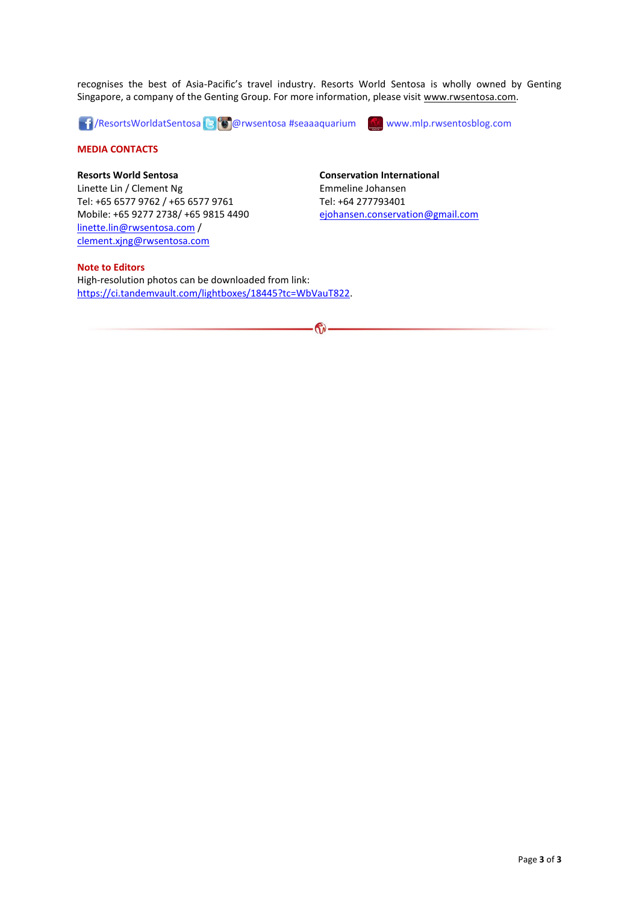recognises the best of Asia-Pacific's travel industry. Resorts World Sentosa is wholly owned by Genting Singapore, a company of the Genting Group. For more information, please visit www.rwsentosa.com.

/ResortsWorldatSentosa @rwsentosa #seaaaquarium www.mlp.rwsentosblog.com

**MEDIA CONTACTS**

**Resorts World Sentosa**
Linette Lin / Clement Ng
Tel: +65 6577 9762 / +65 6577 9761
Mobile: +65 9277 2738/ +65 9815 4490
linette.lin@rwsentosa.com /
clement.xjng@rwsentosa.com

**Conservation International**
Emmeline Johansen
Tel: +64 277793401
ejohansen.conservation@gmail.com

**Note to Editors**
High-resolution photos can be downloaded from link:
https://ci.tandemvault.com/lightboxes/18445?tc=WbVauT822.